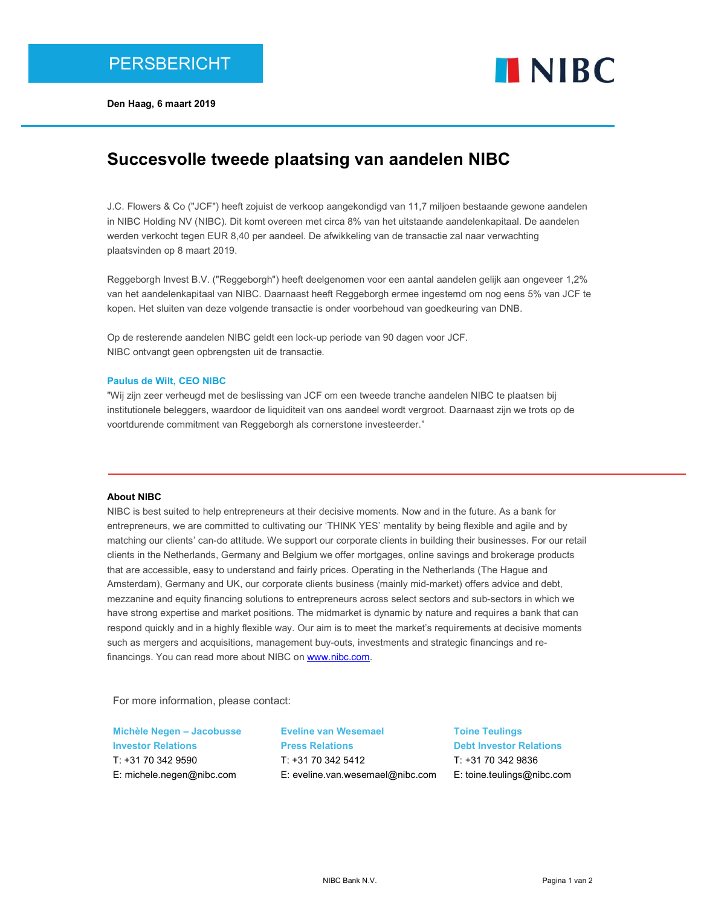PERSBERICHT

NIBC

**Den Haag, 6 maart 2019**

# Succesvolle tweede plaatsing van aandelen NIBC

J.C. Flowers & Co ("JCF") heeft zojuist de verkoop aangekondigd van 11,7 miljoen bestaande gewone aandelen in NIBC Holding NV (NIBC). Dit komt overeen met circa 8% van het uitstaande aandelenkapitaal. De aandelen werden verkocht tegen EUR 8,40 per aandeel. De afwikkeling van de transactie zal naar verwachting plaatsvinden op 8 maart 2019.

Reggeborgh Invest B.V. ("Reggeborgh") heeft deelgenomen voor een aantal aandelen gelijk aan ongeveer 1,2% van het aandelenkapitaal van NIBC. Daarnaast heeft Reggeborgh ermee ingestemd om nog eens 5% van JCF te kopen. Het sluiten van deze volgende transactie is onder voorbehoud van goedkeuring van DNB.

Op de resterende aandelen NIBC geldt een lock-up periode van 90 dagen voor JCF.
NIBC ontvangt geen opbrengsten uit de transactie.

**Paulus de Wilt, CEO NIBC**
"Wij zijn zeer verheugd met de beslissing van JCF om een tweede tranche aandelen NIBC te plaatsen bij institutionele beleggers, waardoor de liquiditeit van ons aandeel wordt vergroot. Daarnaast zijn we trots op de voortdurende commitment van Reggeborgh als cornerstone investeerder."

---

**About NIBC**
NIBC is best suited to help entrepreneurs at their decisive moments. Now and in the future. As a bank for entrepreneurs, we are committed to cultivating our 'THINK YES' mentality by being flexible and agile and by matching our clients' can-do attitude. We support our corporate clients in building their businesses. For our retail clients in the Netherlands, Germany and Belgium we offer mortgages, online savings and brokerage products that are accessible, easy to understand and fairly prices. Operating in the Netherlands (The Hague and Amsterdam), Germany and UK, our corporate clients business (mainly mid-market) offers advice and debt, mezzanine and equity financing solutions to entrepreneurs across select sectors and sub-sectors in which we have strong expertise and market positions. The midmarket is dynamic by nature and requires a bank that can respond quickly and in a highly flexible way. Our aim is to meet the market's requirements at decisive moments such as mergers and acquisitions, management buy-outs, investments and strategic financings and re-financings. You can read more about NIBC on [www.nibc.com](http://www.nibc.com).

For more information, please contact:

**Michèle Negen – Jacobusse**
**Investor Relations**
T: +31 70 342 9590
E: michele.negen@nibc.com

**Eveline van Wesemael**
**Press Relations**
T: +31 70 342 5412
E: eveline.van.wesemael@nibc.com

**Toine Teulings**
**Debt Investor Relations**
T: +31 70 342 9836
E: toine.teulings@nibc.com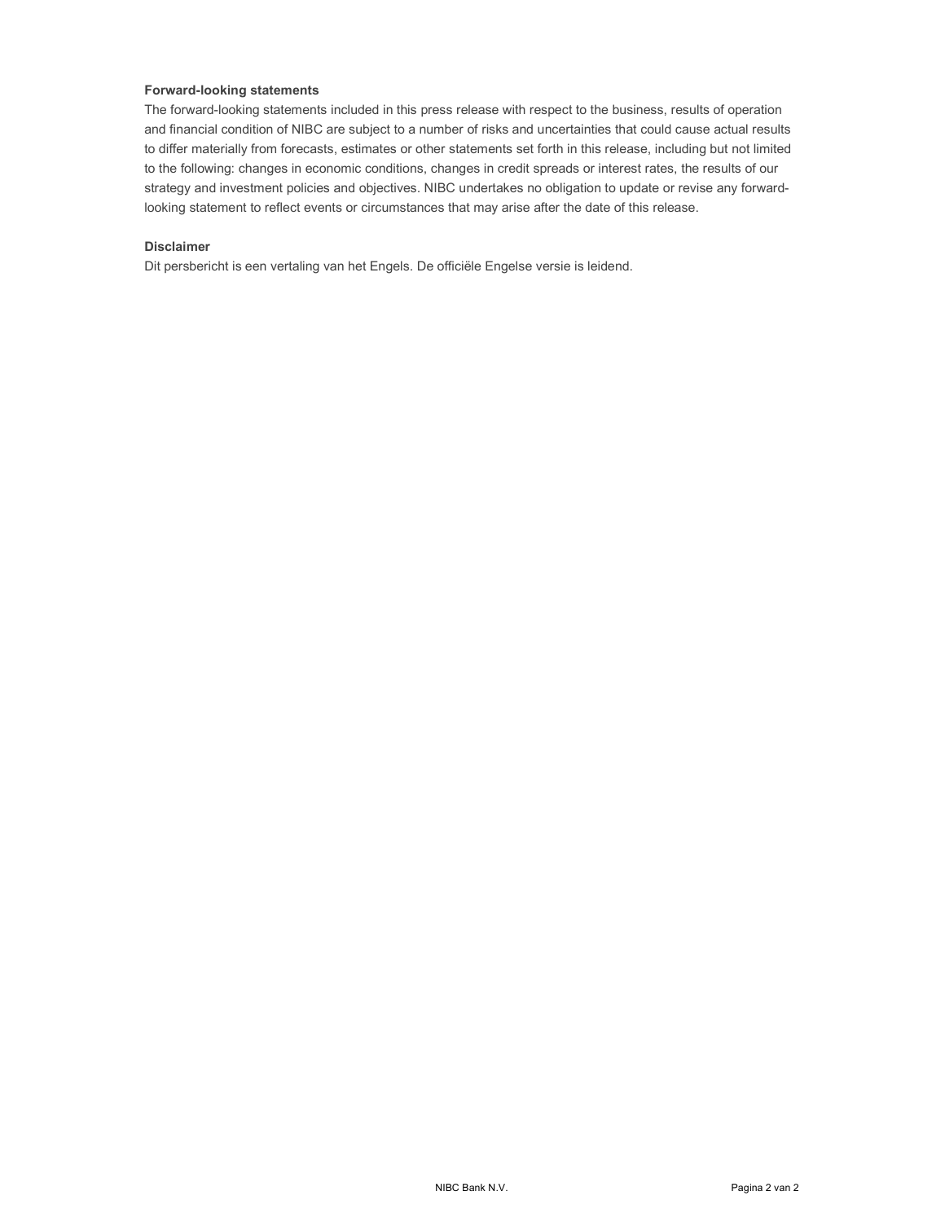**Forward-looking statements**

The forward-looking statements included in this press release with respect to the business, results of operation and financial condition of NIBC are subject to a number of risks and uncertainties that could cause actual results to differ materially from forecasts, estimates or other statements set forth in this release, including but not limited to the following: changes in economic conditions, changes in credit spreads or interest rates, the results of our strategy and investment policies and objectives. NIBC undertakes no obligation to update or revise any forward-looking statement to reflect events or circumstances that may arise after the date of this release.

**Disclaimer**

Dit persbericht is een vertaling van het Engels. De officiële Engelse versie is leidend.